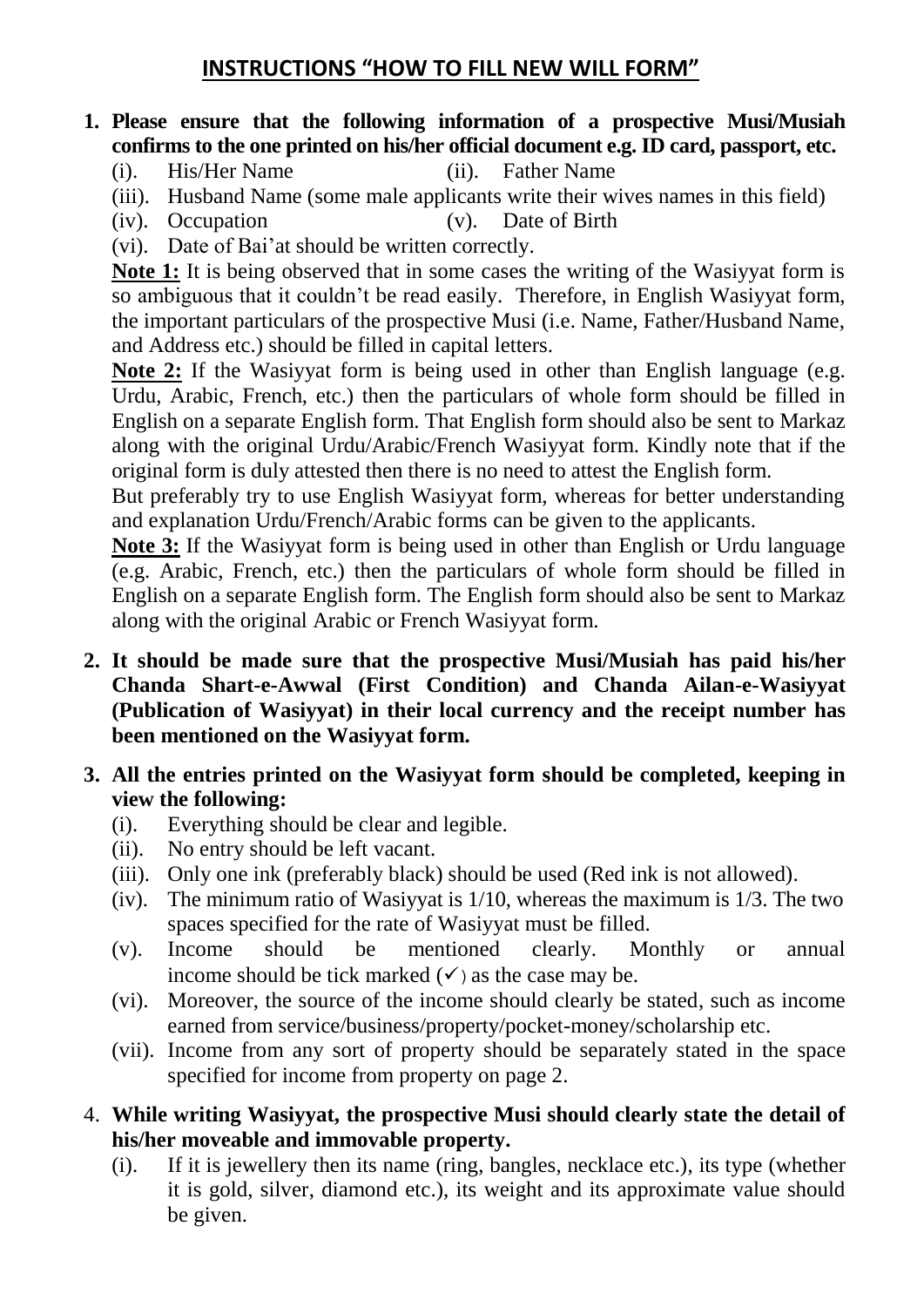# INSTRUCTIONS "HOW TO FILL NEW WILL FORM"

1. **Please ensure that the following information of a prospective Musi/Musiah confirms to the one printed on his/her official document e.g. ID card, passport, etc.**
   - (i). His/Her Name
   - (ii). Father Name
   - (iii). Husband Name (some male applicants write their wives names in this field)
   - (iv). Occupation
   - (v). Date of Birth
   - (vi). Date of Bai'at should be written correctly.

   **Note 1:** It is being observed that in some cases the writing of the Wasiyyat form is so ambiguous that it couldn't be read easily. Therefore, in English Wasiyyat form, the important particulars of the prospective Musi (i.e. Name, Father/Husband Name, and Address etc.) should be filled in capital letters.

   **Note 2:** If the Wasiyyat form is being used in other than English language (e.g. Urdu, Arabic, French, etc.) then the particulars of whole form should be filled in English on a separate English form. That English form should also be sent to Markaz along with the original Urdu/Arabic/French Wasiyyat form. Kindly note that if the original form is duly attested then there is no need to attest the English form.

   But preferably try to use English Wasiyyat form, whereas for better understanding and explanation Urdu/French/Arabic forms can be given to the applicants.

   **Note 3:** If the Wasiyyat form is being used in other than English or Urdu language (e.g. Arabic, French, etc.) then the particulars of whole form should be filled in English on a separate English form. The English form should also be sent to Markaz along with the original Arabic or French Wasiyyat form.

2. **It should be made sure that the prospective Musi/Musiah has paid his/her Chanda Shart-e-Awwal (First Condition) and Chanda Ailan-e-Wasiyyat (Publication of Wasiyyat) in their local currency and the receipt number has been mentioned on the Wasiyyat form.**

3. **All the entries printed on the Wasiyyat form should be completed, keeping in view the following:**
   - (i). Everything should be clear and legible.
   - (ii). No entry should be left vacant.
   - (iii). Only one ink (preferably black) should be used (Red ink is not allowed).
   - (iv). The minimum ratio of Wasiyyat is 1/10, whereas the maximum is 1/3. The two spaces specified for the rate of Wasiyyat must be filled.
   - (v). Income should be mentioned clearly. Monthly or annual income should be tick marked (✓) as the case may be.
   - (vi). Moreover, the source of the income should clearly be stated, such as income earned from service/business/property/pocket-money/scholarship etc.
   - (vii). Income from any sort of property should be separately stated in the space specified for income from property on page 2.

4. **While writing Wasiyyat, the prospective Musi should clearly state the detail of his/her moveable and immovable property.**
   - (i). If it is jewellery then its name (ring, bangles, necklace etc.), its type (whether it is gold, silver, diamond etc.), its weight and its approximate value should be given.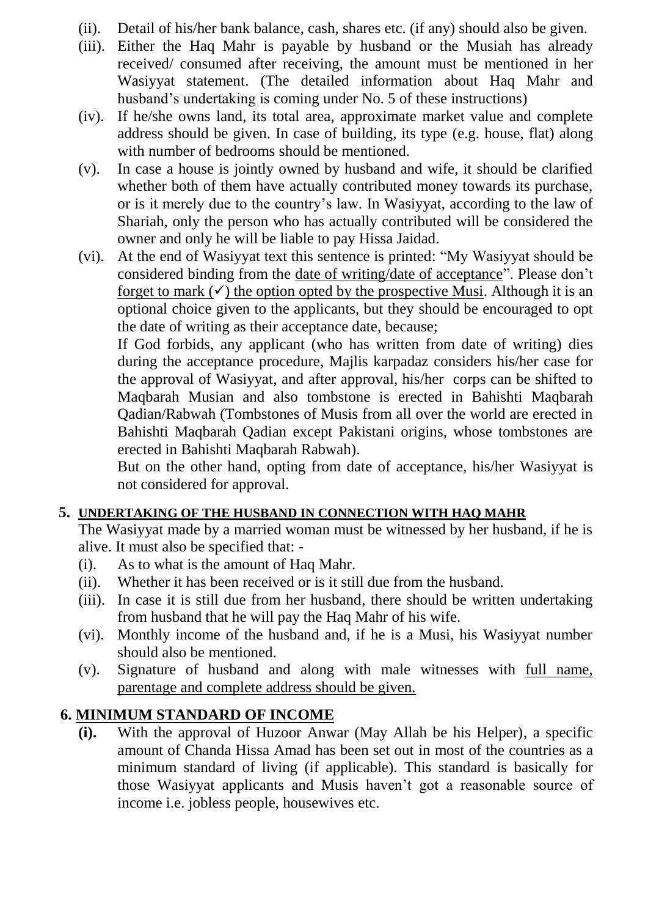(ii). Detail of his/her bank balance, cash, shares etc. (if any) should also be given.

(iii). Either the Haq Mahr is payable by husband or the Musiah has already received/ consumed after receiving, the amount must be mentioned in her Wasiyyat statement. (The detailed information about Haq Mahr and husband's undertaking is coming under No. 5 of these instructions)

(iv). If he/she owns land, its total area, approximate market value and complete address should be given. In case of building, its type (e.g. house, flat) along with number of bedrooms should be mentioned.

(v). In case a house is jointly owned by husband and wife, it should be clarified whether both of them have actually contributed money towards its purchase, or is it merely due to the country's law. In Wasiyyat, according to the law of Shariah, only the person who has actually contributed will be considered the owner and only he will be liable to pay Hissa Jaidad.

(vi). At the end of Wasiyyat text this sentence is printed: "My Wasiyyat should be considered binding from the <u>date of writing/date of acceptance</u>". Please don't <u>forget to mark (✓) the option opted by the prospective Musi</u>. Although it is an optional choice given to the applicants, but they should be encouraged to opt the date of writing as their acceptance date, because;

If God forbids, any applicant (who has written from date of writing) dies during the acceptance procedure, Majlis karpadaz considers his/her case for the approval of Wasiyyat, and after approval, his/her corps can be shifted to Maqbarah Musian and also tombstone is erected in Bahishti Maqbarah Qadian/Rabwah (Tombstones of Musis from all over the world are erected in Bahishti Maqbarah Qadian except Pakistani origins, whose tombstones are erected in Bahishti Maqbarah Rabwah).

But on the other hand, opting from date of acceptance, his/her Wasiyyat is not considered for approval.

## 5. <u>UNDERTAKING OF THE HUSBAND IN CONNECTION WITH HAQ MAHR</u>

The Wasiyyat made by a married woman must be witnessed by her husband, if he is alive. It must also be specified that: -

(i). As to what is the amount of Haq Mahr.

(ii). Whether it has been received or is it still due from the husband.

(iii). In case it is still due from her husband, there should be written undertaking from husband that he will pay the Haq Mahr of his wife.

(vi). Monthly income of the husband and, if he is a Musi, his Wasiyyat number should also be mentioned.

(v). Signature of husband and along with male witnesses with <u>full name, parentage and complete address should be given.</u>

## 6. <u>MINIMUM STANDARD OF INCOME</u>

**(i).** With the approval of Huzoor Anwar (May Allah be his Helper), a specific amount of Chanda Hissa Amad has been set out in most of the countries as a minimum standard of living (if applicable). This standard is basically for those Wasiyyat applicants and Musis haven't got a reasonable source of income i.e. jobless people, housewives etc.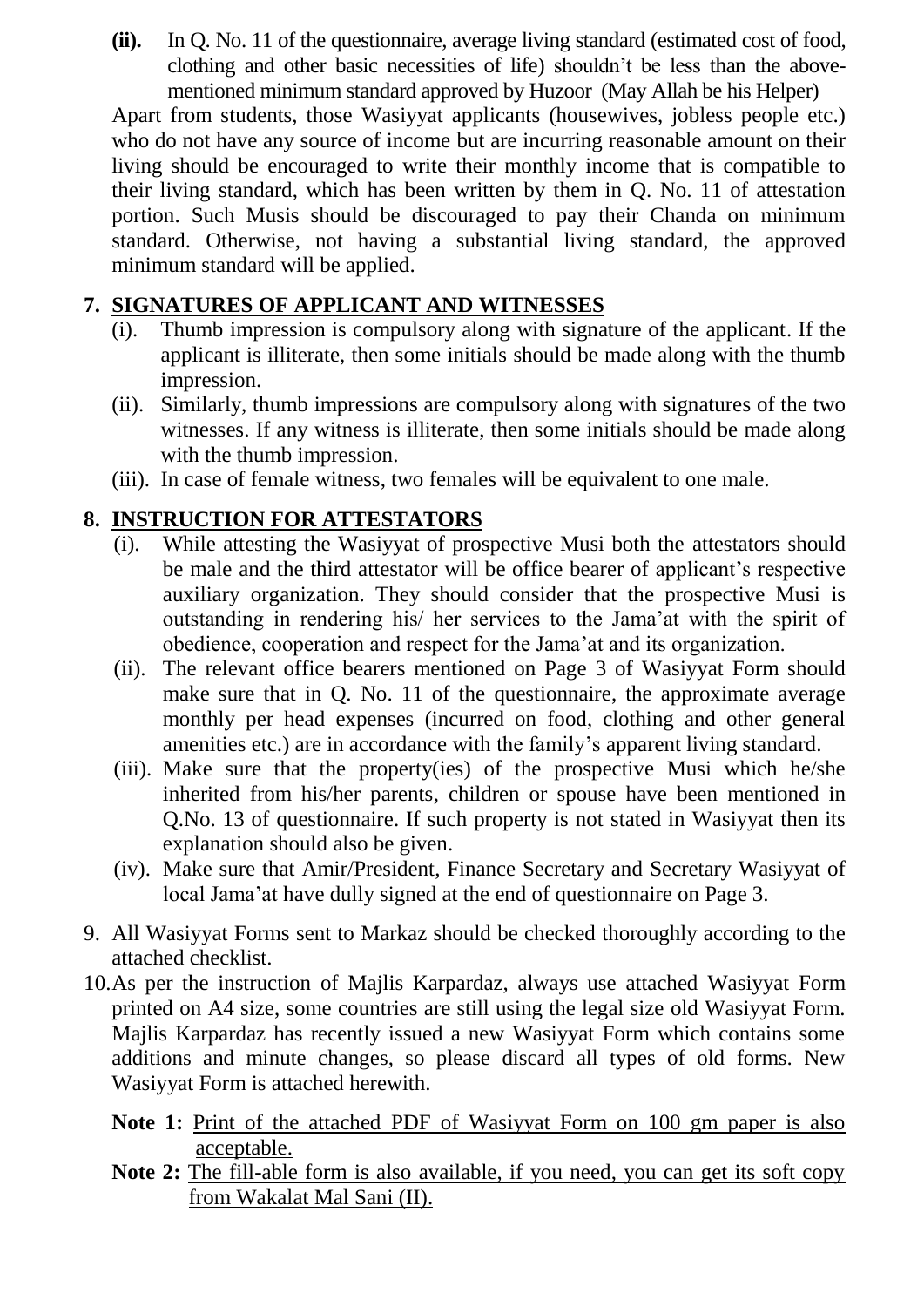**(ii).** In Q. No. 11 of the questionnaire, average living standard (estimated cost of food, clothing and other basic necessities of life) shouldn't be less than the above-mentioned minimum standard approved by Huzoor (May Allah be his Helper)

Apart from students, those Wasiyyat applicants (housewives, jobless people etc.) who do not have any source of income but are incurring reasonable amount on their living should be encouraged to write their monthly income that is compatible to their living standard, which has been written by them in Q. No. 11 of attestation portion. Such Musis should be discouraged to pay their Chanda on minimum standard. Otherwise, not having a substantial living standard, the approved minimum standard will be applied.

## 7. SIGNATURES OF APPLICANT AND WITNESSES

(i). Thumb impression is compulsory along with signature of the applicant. If the applicant is illiterate, then some initials should be made along with the thumb impression.

(ii). Similarly, thumb impressions are compulsory along with signatures of the two witnesses. If any witness is illiterate, then some initials should be made along with the thumb impression.

(iii). In case of female witness, two females will be equivalent to one male.

## 8. INSTRUCTION FOR ATTESTATORS

(i). While attesting the Wasiyyat of prospective Musi both the attestators should be male and the third attestator will be office bearer of applicant's respective auxiliary organization. They should consider that the prospective Musi is outstanding in rendering his/ her services to the Jama'at with the spirit of obedience, cooperation and respect for the Jama'at and its organization.

(ii). The relevant office bearers mentioned on Page 3 of Wasiyyat Form should make sure that in Q. No. 11 of the questionnaire, the approximate average monthly per head expenses (incurred on food, clothing and other general amenities etc.) are in accordance with the family's apparent living standard.

(iii). Make sure that the property(ies) of the prospective Musi which he/she inherited from his/her parents, children or spouse have been mentioned in Q.No. 13 of questionnaire. If such property is not stated in Wasiyyat then its explanation should also be given.

(iv). Make sure that Amir/President, Finance Secretary and Secretary Wasiyyat of local Jama'at have dully signed at the end of questionnaire on Page 3.

9. All Wasiyyat Forms sent to Markaz should be checked thoroughly according to the attached checklist.

10. As per the instruction of Majlis Karpardaz, always use attached Wasiyyat Form printed on A4 size, some countries are still using the legal size old Wasiyyat Form. Majlis Karpardaz has recently issued a new Wasiyyat Form which contains some additions and minute changes, so please discard all types of old forms. New Wasiyyat Form is attached herewith.

**Note 1:** Print of the attached PDF of Wasiyyat Form on 100 gm paper is also acceptable.

**Note 2:** The fill-able form is also available, if you need, you can get its soft copy from Wakalat Mal Sani (II).